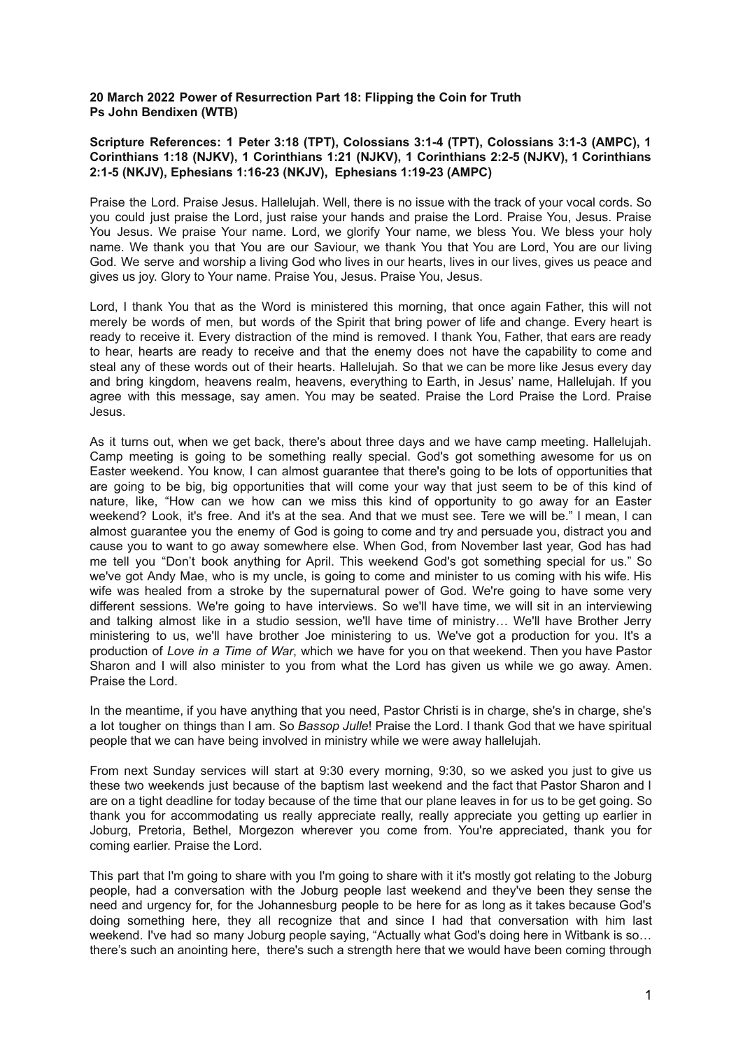**20 March 2022 Power of Resurrection Part 18: Flipping the Coin for Truth**
**Ps John Bendixen (WTB)**

**Scripture References: 1 Peter 3:18 (TPT), Colossians 3:1-4 (TPT), Colossians 3:1-3 (AMPC), 1 Corinthians 1:18 (NJKV), 1 Corinthians 1:21 (NJKV), 1 Corinthians 2:2-5 (NJKV), 1 Corinthians 2:1-5 (NKJV), Ephesians 1:16-23 (NKJV), Ephesians 1:19-23 (AMPC)**

Praise the Lord. Praise Jesus. Hallelujah. Well, there is no issue with the track of your vocal cords. So you could just praise the Lord, just raise your hands and praise the Lord. Praise You, Jesus. Praise You Jesus. We praise Your name. Lord, we glorify Your name, we bless You. We bless your holy name. We thank you that You are our Saviour, we thank You that You are Lord, You are our living God. We serve and worship a living God who lives in our hearts, lives in our lives, gives us peace and gives us joy. Glory to Your name. Praise You, Jesus. Praise You, Jesus.

Lord, I thank You that as the Word is ministered this morning, that once again Father, this will not merely be words of men, but words of the Spirit that bring power of life and change. Every heart is ready to receive it. Every distraction of the mind is removed. I thank You, Father, that ears are ready to hear, hearts are ready to receive and that the enemy does not have the capability to come and steal any of these words out of their hearts. Hallelujah. So that we can be more like Jesus every day and bring kingdom, heavens realm, heavens, everything to Earth, in Jesus' name, Hallelujah. If you agree with this message, say amen. You may be seated. Praise the Lord Praise the Lord. Praise Jesus.

As it turns out, when we get back, there's about three days and we have camp meeting. Hallelujah. Camp meeting is going to be something really special. God's got something awesome for us on Easter weekend. You know, I can almost guarantee that there's going to be lots of opportunities that are going to be big, big opportunities that will come your way that just seem to be of this kind of nature, like, "How can we how can we miss this kind of opportunity to go away for an Easter weekend? Look, it's free. And it's at the sea. And that we must see. Tere we will be." I mean, I can almost guarantee you the enemy of God is going to come and try and persuade you, distract you and cause you to want to go away somewhere else. When God, from November last year, God has had me tell you "Don't book anything for April. This weekend God's got something special for us." So we've got Andy Mae, who is my uncle, is going to come and minister to us coming with his wife. His wife was healed from a stroke by the supernatural power of God. We're going to have some very different sessions. We're going to have interviews. So we'll have time, we will sit in an interviewing and talking almost like in a studio session, we'll have time of ministry… We'll have Brother Jerry ministering to us, we'll have brother Joe ministering to us. We've got a production for you. It's a production of *Love in a Time of War*, which we have for you on that weekend. Then you have Pastor Sharon and I will also minister to you from what the Lord has given us while we go away. Amen. Praise the Lord.

In the meantime, if you have anything that you need, Pastor Christi is in charge, she's in charge, she's a lot tougher on things than I am. So *Bassop Julle*! Praise the Lord. I thank God that we have spiritual people that we can have being involved in ministry while we were away hallelujah.

From next Sunday services will start at 9:30 every morning, 9:30, so we asked you just to give us these two weekends just because of the baptism last weekend and the fact that Pastor Sharon and I are on a tight deadline for today because of the time that our plane leaves in for us to be get going. So thank you for accommodating us really appreciate really, really appreciate you getting up earlier in Joburg, Pretoria, Bethel, Morgezon wherever you come from. You're appreciated, thank you for coming earlier. Praise the Lord.

This part that I'm going to share with you I'm going to share with it it's mostly got relating to the Joburg people, had a conversation with the Joburg people last weekend and they've been they sense the need and urgency for, for the Johannesburg people to be here for as long as it takes because God's doing something here, they all recognize that and since I had that conversation with him last weekend. I've had so many Joburg people saying, "Actually what God's doing here in Witbank is so… there's such an anointing here, there's such a strength here that we would have been coming through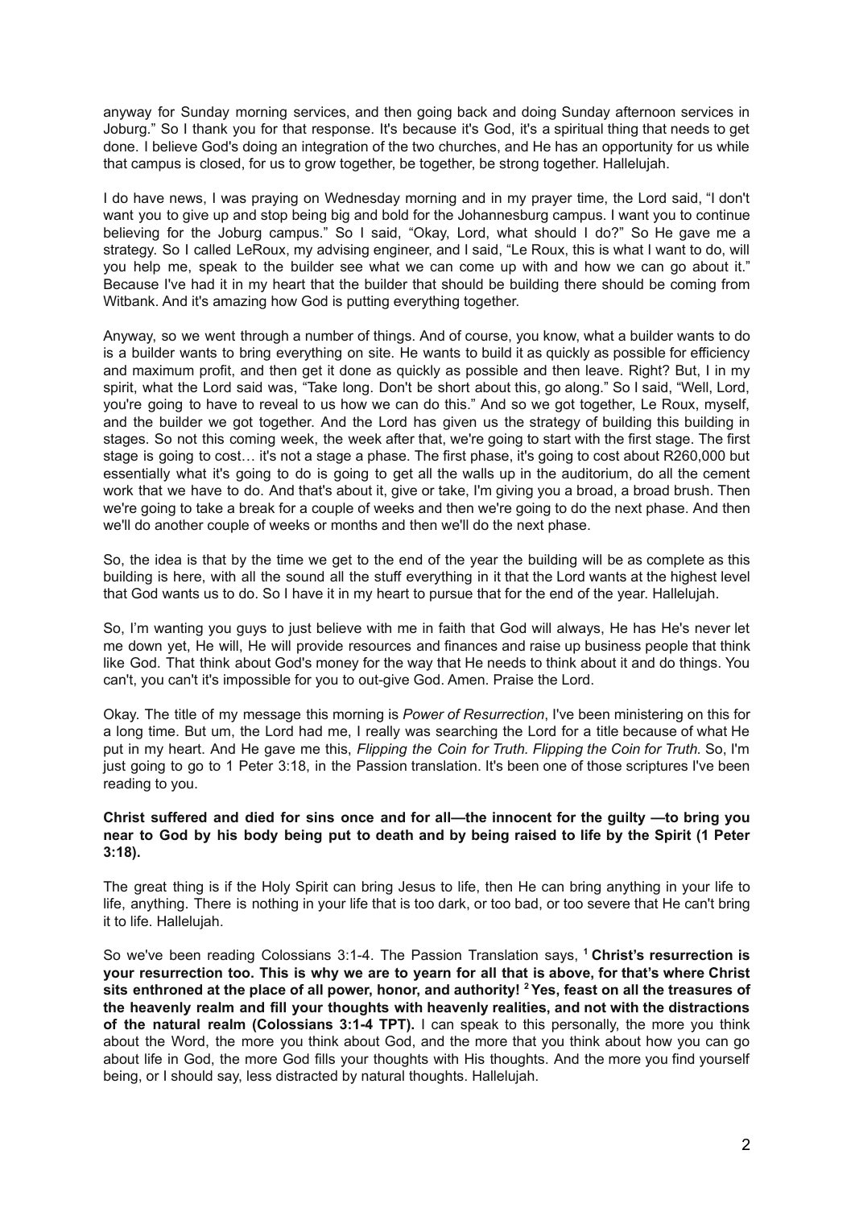anyway for Sunday morning services, and then going back and doing Sunday afternoon services in Joburg." So I thank you for that response. It's because it's God, it's a spiritual thing that needs to get done. I believe God's doing an integration of the two churches, and He has an opportunity for us while that campus is closed, for us to grow together, be together, be strong together. Hallelujah.

I do have news, I was praying on Wednesday morning and in my prayer time, the Lord said, "I don't want you to give up and stop being big and bold for the Johannesburg campus. I want you to continue believing for the Joburg campus." So I said, "Okay, Lord, what should I do?" So He gave me a strategy. So I called LeRoux, my advising engineer, and I said, "Le Roux, this is what I want to do, will you help me, speak to the builder see what we can come up with and how we can go about it." Because I've had it in my heart that the builder that should be building there should be coming from Witbank. And it's amazing how God is putting everything together.

Anyway, so we went through a number of things. And of course, you know, what a builder wants to do is a builder wants to bring everything on site. He wants to build it as quickly as possible for efficiency and maximum profit, and then get it done as quickly as possible and then leave. Right? But, I in my spirit, what the Lord said was, "Take long. Don't be short about this, go along." So I said, "Well, Lord, you're going to have to reveal to us how we can do this." And so we got together, Le Roux, myself, and the builder we got together. And the Lord has given us the strategy of building this building in stages. So not this coming week, the week after that, we're going to start with the first stage. The first stage is going to cost… it's not a stage a phase. The first phase, it's going to cost about R260,000 but essentially what it's going to do is going to get all the walls up in the auditorium, do all the cement work that we have to do. And that's about it, give or take, I'm giving you a broad, a broad brush. Then we're going to take a break for a couple of weeks and then we're going to do the next phase. And then we'll do another couple of weeks or months and then we'll do the next phase.

So, the idea is that by the time we get to the end of the year the building will be as complete as this building is here, with all the sound all the stuff everything in it that the Lord wants at the highest level that God wants us to do. So I have it in my heart to pursue that for the end of the year. Hallelujah.

So, I'm wanting you guys to just believe with me in faith that God will always, He has He's never let me down yet, He will, He will provide resources and finances and raise up business people that think like God. That think about God's money for the way that He needs to think about it and do things. You can't, you can't it's impossible for you to out-give God. Amen. Praise the Lord.

Okay. The title of my message this morning is *Power of Resurrection*, I've been ministering on this for a long time. But um, the Lord had me, I really was searching the Lord for a title because of what He put in my heart. And He gave me this, *Flipping the Coin for Truth. Flipping the Coin for Truth.* So, I'm just going to go to 1 Peter 3:18, in the Passion translation. It's been one of those scriptures I've been reading to you.

**Christ suffered and died for sins once and for all—the innocent for the guilty —to bring you near to God by his body being put to death and by being raised to life by the Spirit (1 Peter 3:18).**

The great thing is if the Holy Spirit can bring Jesus to life, then He can bring anything in your life to life, anything. There is nothing in your life that is too dark, or too bad, or too severe that He can't bring it to life. Hallelujah.

So we've been reading Colossians 3:1-4. The Passion Translation says, **[1] Christ's resurrection is your resurrection too. This is why we are to yearn for all that is above, for that's where Christ sits enthroned at the place of all power, honor, and authority! [2] Yes, feast on all the treasures of the heavenly realm and fill your thoughts with heavenly realities, and not with the distractions of the natural realm (Colossians 3:1-4 TPT).** I can speak to this personally, the more you think about the Word, the more you think about God, and the more that you think about how you can go about life in God, the more God fills your thoughts with His thoughts. And the more you find yourself being, or I should say, less distracted by natural thoughts. Hallelujah.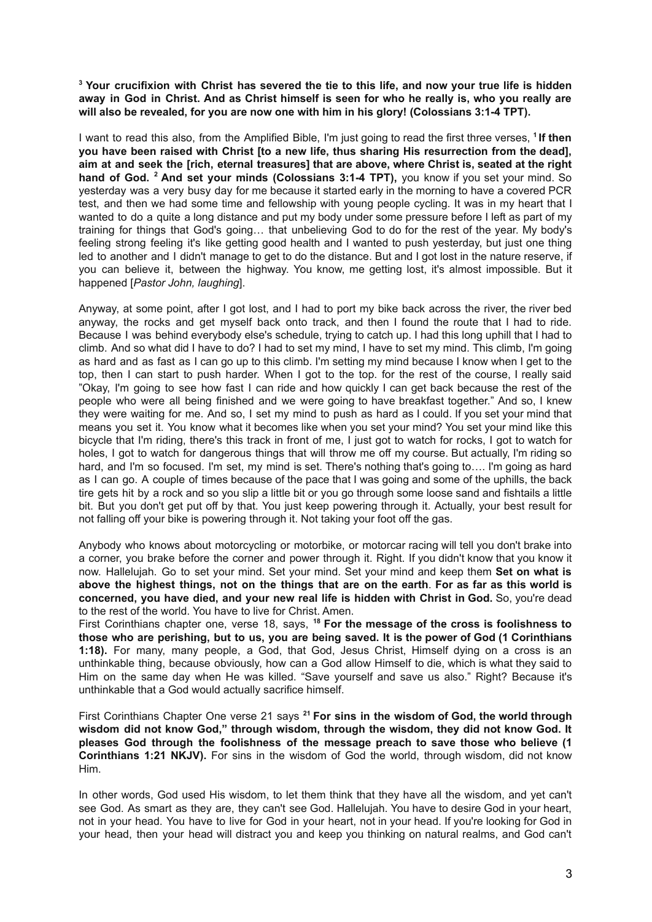**[3] Your crucifixion with Christ has severed the tie to this life, and now your true life is hidden away in God in Christ. And as Christ himself is seen for who he really is, who you really are will also be revealed, for you are now one with him in his glory! (Colossians 3:1-4 TPT).**

I want to read this also, from the Amplified Bible, I'm just going to read the first three verses, **[1] If then you have been raised with Christ [to a new life, thus sharing His resurrection from the dead], aim at and seek the [rich, eternal treasures] that are above, where Christ is, seated at the right hand of God. [2] And set your minds (Colossians 3:1-4 TPT),** you know if you set your mind. So yesterday was a very busy day for me because it started early in the morning to have a covered PCR test, and then we had some time and fellowship with young people cycling. It was in my heart that I wanted to do a quite a long distance and put my body under some pressure before I left as part of my training for things that God's going… that unbelieving God to do for the rest of the year. My body's feeling strong feeling it's like getting good health and I wanted to push yesterday, but just one thing led to another and I didn't manage to get to do the distance. But and I got lost in the nature reserve, if you can believe it, between the highway. You know, me getting lost, it's almost impossible. But it happened [*Pastor John, laughing*].

Anyway, at some point, after I got lost, and I had to port my bike back across the river, the river bed anyway, the rocks and get myself back onto track, and then I found the route that I had to ride. Because I was behind everybody else's schedule, trying to catch up. I had this long uphill that I had to climb. And so what did I have to do? I had to set my mind, I have to set my mind. This climb, I'm going as hard and as fast as I can go up to this climb. I'm setting my mind because I know when I get to the top, then I can start to push harder. When I got to the top. for the rest of the course, I really said "Okay, I'm going to see how fast I can ride and how quickly I can get back because the rest of the people who were all being finished and we were going to have breakfast together." And so, I knew they were waiting for me. And so, I set my mind to push as hard as I could. If you set your mind that means you set it. You know what it becomes like when you set your mind? You set your mind like this bicycle that I'm riding, there's this track in front of me, I just got to watch for rocks, I got to watch for holes, I got to watch for dangerous things that will throw me off my course. But actually, I'm riding so hard, and I'm so focused. I'm set, my mind is set. There's nothing that's going to…. I'm going as hard as I can go. A couple of times because of the pace that I was going and some of the uphills, the back tire gets hit by a rock and so you slip a little bit or you go through some loose sand and fishtails a little bit. But you don't get put off by that. You just keep powering through it. Actually, your best result for not falling off your bike is powering through it. Not taking your foot off the gas.

Anybody who knows about motorcycling or motorbike, or motorcar racing will tell you don't brake into a corner, you brake before the corner and power through it. Right. If you didn't know that you know it now. Hallelujah. Go to set your mind. Set your mind. Set your mind and keep them **Set on what is above the highest things, not on the things that are on the earth**. **For as far as this world is concerned, you have died, and your new real life is hidden with Christ in God.** So, you're dead to the rest of the world. You have to live for Christ. Amen.

First Corinthians chapter one, verse 18, says, **[18] For the message of the cross is foolishness to those who are perishing, but to us, you are being saved. It is the power of God (1 Corinthians 1:18).** For many, many people, a God, that God, Jesus Christ, Himself dying on a cross is an unthinkable thing, because obviously, how can a God allow Himself to die, which is what they said to Him on the same day when He was killed. "Save yourself and save us also." Right? Because it's unthinkable that a God would actually sacrifice himself.

First Corinthians Chapter One verse 21 says **[21] For sins in the wisdom of God, the world through wisdom did not know God," through wisdom, through the wisdom, they did not know God. It pleases God through the foolishness of the message preach to save those who believe (1 Corinthians 1:21 NKJV).** For sins in the wisdom of God the world, through wisdom, did not know Him.

In other words, God used His wisdom, to let them think that they have all the wisdom, and yet can't see God. As smart as they are, they can't see God. Hallelujah. You have to desire God in your heart, not in your head. You have to live for God in your heart, not in your head. If you're looking for God in your head, then your head will distract you and keep you thinking on natural realms, and God can't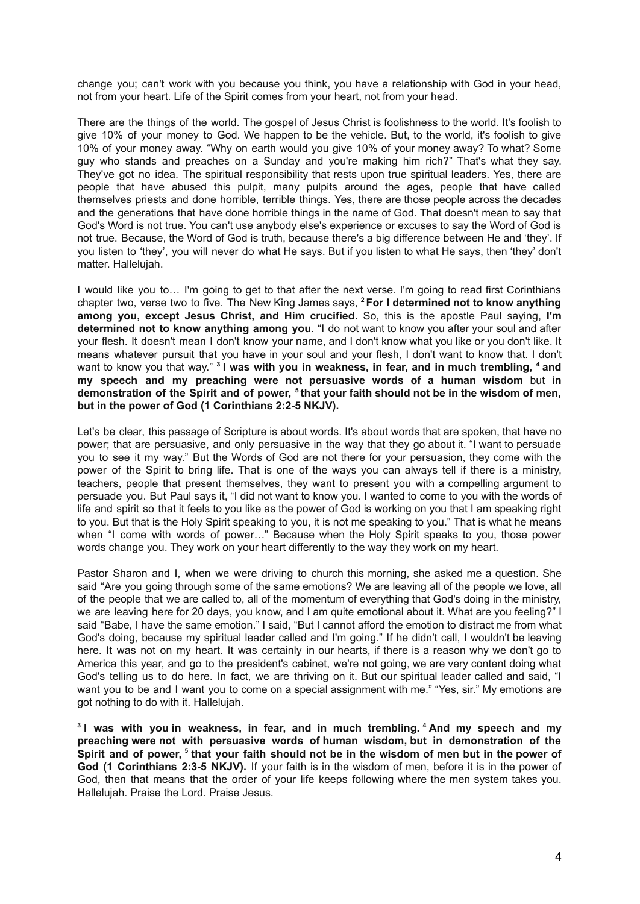change you; can't work with you because you think, you have a relationship with God in your head, not from your heart. Life of the Spirit comes from your heart, not from your head.

There are the things of the world. The gospel of Jesus Christ is foolishness to the world. It's foolish to give 10% of your money to God. We happen to be the vehicle. But, to the world, it's foolish to give 10% of your money away. "Why on earth would you give 10% of your money away? To what? Some guy who stands and preaches on a Sunday and you're making him rich?" That's what they say. They've got no idea. The spiritual responsibility that rests upon true spiritual leaders. Yes, there are people that have abused this pulpit, many pulpits around the ages, people that have called themselves priests and done horrible, terrible things. Yes, there are those people across the decades and the generations that have done horrible things in the name of God. That doesn't mean to say that God's Word is not true. You can't use anybody else's experience or excuses to say the Word of God is not true. Because, the Word of God is truth, because there's a big difference between He and 'they'. If you listen to 'they', you will never do what He says. But if you listen to what He says, then 'they' don't matter. Hallelujah.

I would like you to… I'm going to get to that after the next verse. I'm going to read first Corinthians chapter two, verse two to five. The New King James says, **[2] For I determined not to know anything among you, except Jesus Christ, and Him crucified.** So, this is the apostle Paul saying, **I'm determined not to know anything among you**. "I do not want to know you after your soul and after your flesh. It doesn't mean I don't know your name, and I don't know what you like or you don't like. It means whatever pursuit that you have in your soul and your flesh, I don't want to know that. I don't want to know you that way." **[3] I was with you in weakness, in fear, and in much trembling, [4] and my speech and my preaching were not persuasive words of a human wisdom** but **in demonstration of the Spirit and of power, [5] that your faith should not be in the wisdom of men, but in the power of God (1 Corinthians 2:2-5 NKJV).**

Let's be clear, this passage of Scripture is about words. It's about words that are spoken, that have no power; that are persuasive, and only persuasive in the way that they go about it. "I want to persuade you to see it my way." But the Words of God are not there for your persuasion, they come with the power of the Spirit to bring life. That is one of the ways you can always tell if there is a ministry, teachers, people that present themselves, they want to present you with a compelling argument to persuade you. But Paul says it, "I did not want to know you. I wanted to come to you with the words of life and spirit so that it feels to you like as the power of God is working on you that I am speaking right to you. But that is the Holy Spirit speaking to you, it is not me speaking to you." That is what he means when "I come with words of power…" Because when the Holy Spirit speaks to you, those power words change you. They work on your heart differently to the way they work on my heart.

Pastor Sharon and I, when we were driving to church this morning, she asked me a question. She said "Are you going through some of the same emotions? We are leaving all of the people we love, all of the people that we are called to, all of the momentum of everything that God's doing in the ministry, we are leaving here for 20 days, you know, and I am quite emotional about it. What are you feeling?" I said "Babe, I have the same emotion." I said, "But I cannot afford the emotion to distract me from what God's doing, because my spiritual leader called and I'm going." If he didn't call, I wouldn't be leaving here. It was not on my heart. It was certainly in our hearts, if there is a reason why we don't go to America this year, and go to the president's cabinet, we're not going, we are very content doing what God's telling us to do here. In fact, we are thriving on it. But our spiritual leader called and said, "I want you to be and I want you to come on a special assignment with me." "Yes, sir." My emotions are got nothing to do with it. Hallelujah.

**[3] I was with you in weakness, in fear, and in much trembling. [4] And my speech and my preaching were not with persuasive words of human wisdom, but in demonstration of the Spirit and of power, [5] that your faith should not be in the wisdom of men but in the power of God (1 Corinthians 2:3-5 NKJV).** If your faith is in the wisdom of men, before it is in the power of God, then that means that the order of your life keeps following where the men system takes you. Hallelujah. Praise the Lord. Praise Jesus.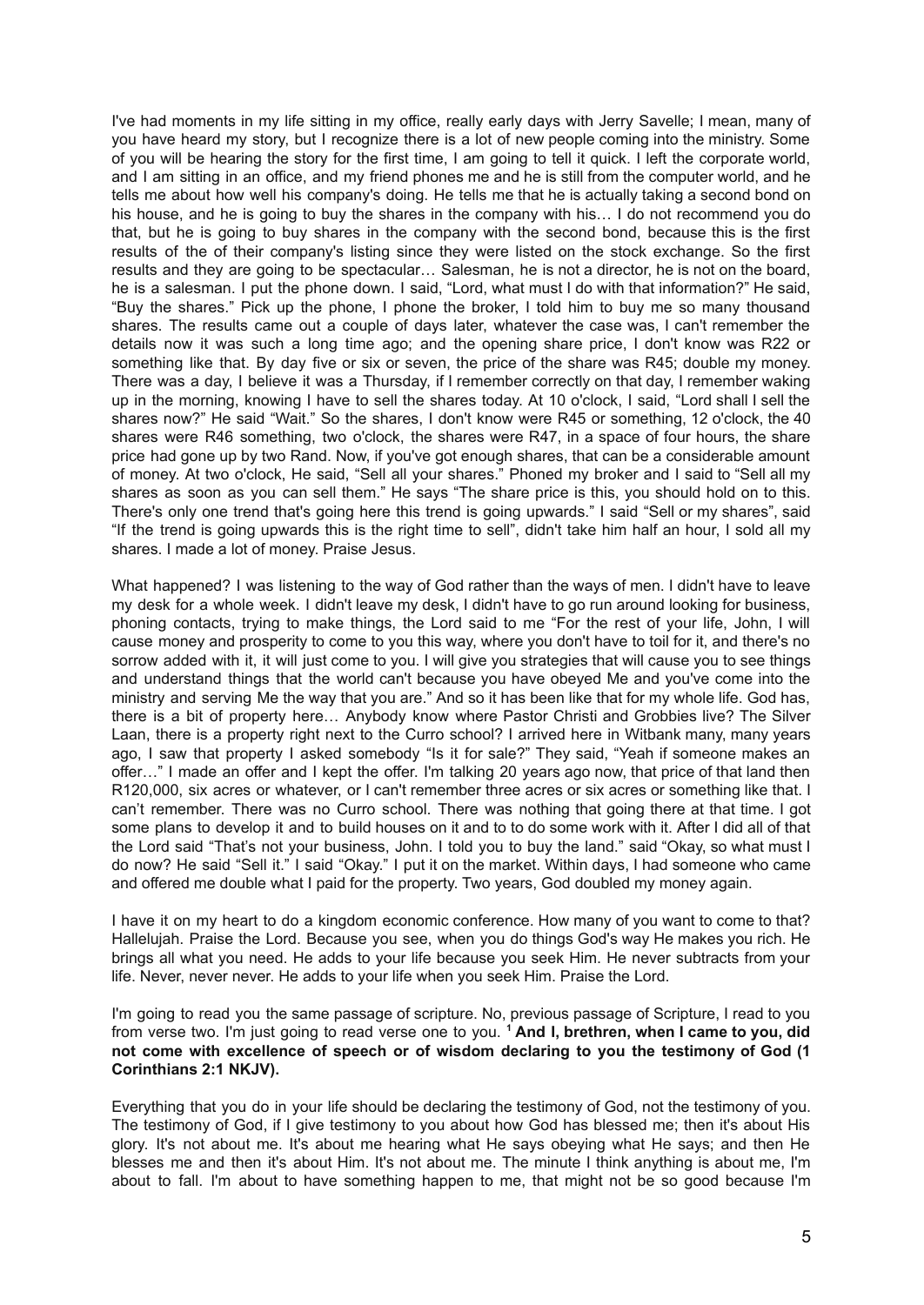I've had moments in my life sitting in my office, really early days with Jerry Savelle; I mean, many of you have heard my story, but I recognize there is a lot of new people coming into the ministry. Some of you will be hearing the story for the first time, I am going to tell it quick. I left the corporate world, and I am sitting in an office, and my friend phones me and he is still from the computer world, and he tells me about how well his company's doing. He tells me that he is actually taking a second bond on his house, and he is going to buy the shares in the company with his… I do not recommend you do that, but he is going to buy shares in the company with the second bond, because this is the first results of the of their company's listing since they were listed on the stock exchange. So the first results and they are going to be spectacular… Salesman, he is not a director, he is not on the board, he is a salesman. I put the phone down. I said, "Lord, what must I do with that information?" He said, "Buy the shares." Pick up the phone, I phone the broker, I told him to buy me so many thousand shares. The results came out a couple of days later, whatever the case was, I can't remember the details now it was such a long time ago; and the opening share price, I don't know was R22 or something like that. By day five or six or seven, the price of the share was R45; double my money. There was a day, I believe it was a Thursday, if I remember correctly on that day, I remember waking up in the morning, knowing I have to sell the shares today. At 10 o'clock, I said, "Lord shall I sell the shares now?" He said "Wait." So the shares, I don't know were R45 or something, 12 o'clock, the 40 shares were R46 something, two o'clock, the shares were R47, in a space of four hours, the share price had gone up by two Rand. Now, if you've got enough shares, that can be a considerable amount of money. At two o'clock, He said, "Sell all your shares." Phoned my broker and I said to "Sell all my shares as soon as you can sell them." He says "The share price is this, you should hold on to this. There's only one trend that's going here this trend is going upwards." I said "Sell or my shares", said "If the trend is going upwards this is the right time to sell", didn't take him half an hour, I sold all my shares. I made a lot of money. Praise Jesus.

What happened? I was listening to the way of God rather than the ways of men. I didn't have to leave my desk for a whole week. I didn't leave my desk, I didn't have to go run around looking for business, phoning contacts, trying to make things, the Lord said to me "For the rest of your life, John, I will cause money and prosperity to come to you this way, where you don't have to toil for it, and there's no sorrow added with it, it will just come to you. I will give you strategies that will cause you to see things and understand things that the world can't because you have obeyed Me and you've come into the ministry and serving Me the way that you are." And so it has been like that for my whole life. God has, there is a bit of property here… Anybody know where Pastor Christi and Grobbies live? The Silver Laan, there is a property right next to the Curro school? I arrived here in Witbank many, many years ago, I saw that property I asked somebody "Is it for sale?" They said, "Yeah if someone makes an offer…" I made an offer and I kept the offer. I'm talking 20 years ago now, that price of that land then R120,000, six acres or whatever, or I can't remember three acres or six acres or something like that. I can't remember. There was no Curro school. There was nothing that going there at that time. I got some plans to develop it and to build houses on it and to to do some work with it. After I did all of that the Lord said "That's not your business, John. I told you to buy the land." said "Okay, so what must I do now? He said "Sell it." I said "Okay." I put it on the market. Within days, I had someone who came and offered me double what I paid for the property. Two years, God doubled my money again.

I have it on my heart to do a kingdom economic conference. How many of you want to come to that? Hallelujah. Praise the Lord. Because you see, when you do things God's way He makes you rich. He brings all what you need. He adds to your life because you seek Him. He never subtracts from your life. Never, never never. He adds to your life when you seek Him. Praise the Lord.

I'm going to read you the same passage of scripture. No, previous passage of Scripture, I read to you from verse two. I'm just going to read verse one to you. [1] **And I, brethren, when I came to you, did not come with excellence of speech or of wisdom declaring to you the testimony of God (1 Corinthians 2:1 NKJV).**

Everything that you do in your life should be declaring the testimony of God, not the testimony of you. The testimony of God, if I give testimony to you about how God has blessed me; then it's about His glory. It's not about me. It's about me hearing what He says obeying what He says; and then He blesses me and then it's about Him. It's not about me. The minute I think anything is about me, I'm about to fall. I'm about to have something happen to me, that might not be so good because I'm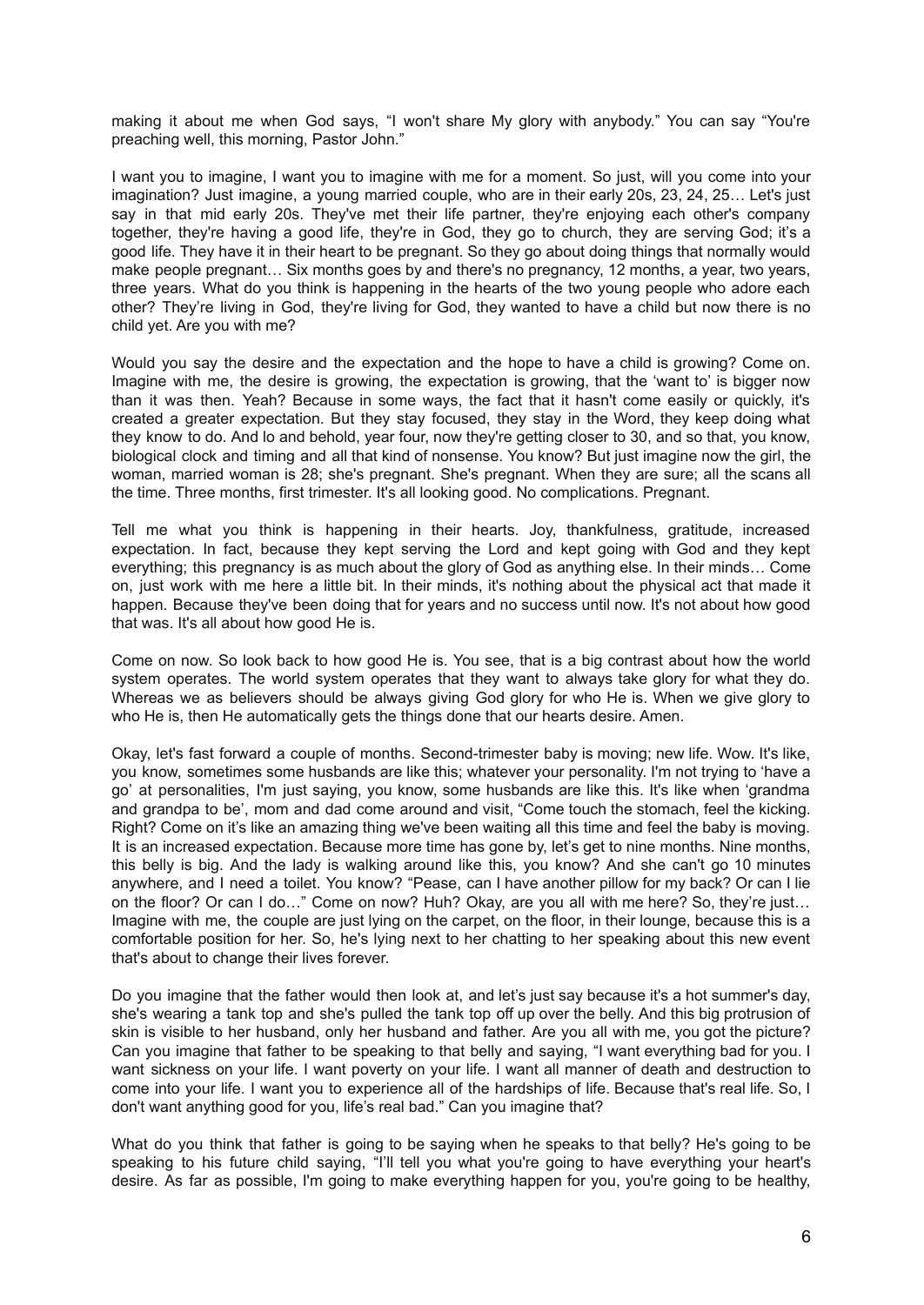making it about me when God says, "I won't share My glory with anybody." You can say "You're preaching well, this morning, Pastor John."

I want you to imagine, I want you to imagine with me for a moment. So just, will you come into your imagination? Just imagine, a young married couple, who are in their early 20s, 23, 24, 25… Let's just say in that mid early 20s. They've met their life partner, they're enjoying each other's company together, they're having a good life, they're in God, they go to church, they are serving God; it's a good life. They have it in their heart to be pregnant. So they go about doing things that normally would make people pregnant… Six months goes by and there's no pregnancy, 12 months, a year, two years, three years. What do you think is happening in the hearts of the two young people who adore each other? They're living in God, they're living for God, they wanted to have a child but now there is no child yet. Are you with me?

Would you say the desire and the expectation and the hope to have a child is growing? Come on. Imagine with me, the desire is growing, the expectation is growing, that the 'want to' is bigger now than it was then. Yeah? Because in some ways, the fact that it hasn't come easily or quickly, it's created a greater expectation. But they stay focused, they stay in the Word, they keep doing what they know to do. And lo and behold, year four, now they're getting closer to 30, and so that, you know, biological clock and timing and all that kind of nonsense. You know? But just imagine now the girl, the woman, married woman is 28; she's pregnant. She's pregnant. When they are sure; all the scans all the time. Three months, first trimester. It's all looking good. No complications. Pregnant.

Tell me what you think is happening in their hearts. Joy, thankfulness, gratitude, increased expectation. In fact, because they kept serving the Lord and kept going with God and they kept everything; this pregnancy is as much about the glory of God as anything else. In their minds… Come on, just work with me here a little bit. In their minds, it's nothing about the physical act that made it happen. Because they've been doing that for years and no success until now. It's not about how good that was. It's all about how good He is.

Come on now. So look back to how good He is. You see, that is a big contrast about how the world system operates. The world system operates that they want to always take glory for what they do. Whereas we as believers should be always giving God glory for who He is. When we give glory to who He is, then He automatically gets the things done that our hearts desire. Amen.

Okay, let's fast forward a couple of months. Second-trimester baby is moving; new life. Wow. It's like, you know, sometimes some husbands are like this; whatever your personality. I'm not trying to 'have a go' at personalities, I'm just saying, you know, some husbands are like this. It's like when 'grandma and grandpa to be', mom and dad come around and visit, "Come touch the stomach, feel the kicking. Right? Come on it's like an amazing thing we've been waiting all this time and feel the baby is moving. It is an increased expectation. Because more time has gone by, let's get to nine months. Nine months, this belly is big. And the lady is walking around like this, you know? And she can't go 10 minutes anywhere, and I need a toilet. You know? "Pease, can I have another pillow for my back? Or can I lie on the floor? Or can I do…" Come on now? Huh? Okay, are you all with me here? So, they're just… Imagine with me, the couple are just lying on the carpet, on the floor, in their lounge, because this is a comfortable position for her. So, he's lying next to her chatting to her speaking about this new event that's about to change their lives forever.

Do you imagine that the father would then look at, and let's just say because it's a hot summer's day, she's wearing a tank top and she's pulled the tank top off up over the belly. And this big protrusion of skin is visible to her husband, only her husband and father. Are you all with me, you got the picture? Can you imagine that father to be speaking to that belly and saying, "I want everything bad for you. I want sickness on your life. I want poverty on your life. I want all manner of death and destruction to come into your life. I want you to experience all of the hardships of life. Because that's real life. So, I don't want anything good for you, life's real bad." Can you imagine that?

What do you think that father is going to be saying when he speaks to that belly? He's going to be speaking to his future child saying, "I'll tell you what you're going to have everything your heart's desire. As far as possible, I'm going to make everything happen for you, you're going to be healthy,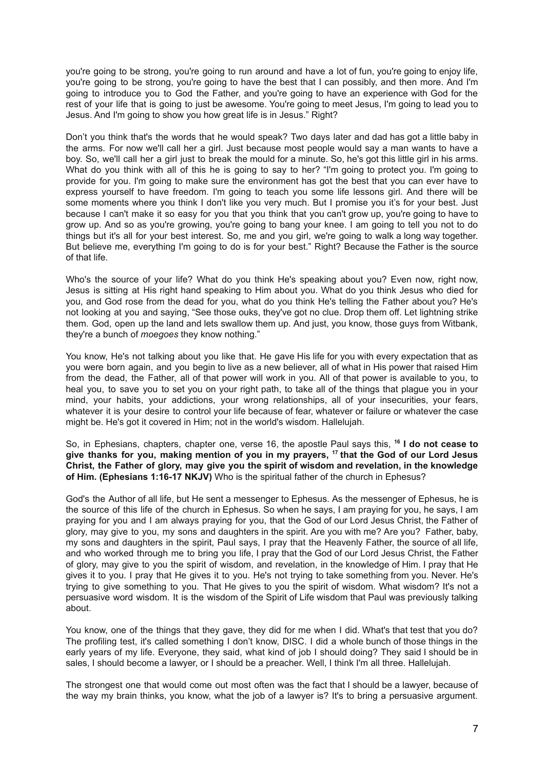you're going to be strong, you're going to run around and have a lot of fun, you're going to enjoy life, you're going to be strong, you're going to have the best that I can possibly, and then more. And I'm going to introduce you to God the Father, and you're going to have an experience with God for the rest of your life that is going to just be awesome. You're going to meet Jesus, I'm going to lead you to Jesus. And I'm going to show you how great life is in Jesus." Right?

Don't you think that's the words that he would speak? Two days later and dad has got a little baby in the arms. For now we'll call her a girl. Just because most people would say a man wants to have a boy. So, we'll call her a girl just to break the mould for a minute. So, he's got this little girl in his arms. What do you think with all of this he is going to say to her? "I'm going to protect you. I'm going to provide for you. I'm going to make sure the environment has got the best that you can ever have to express yourself to have freedom. I'm going to teach you some life lessons girl. And there will be some moments where you think I don't like you very much. But I promise you it's for your best. Just because I can't make it so easy for you that you think that you can't grow up, you're going to have to grow up. And so as you're growing, you're going to bang your knee. I am going to tell you not to do things but it's all for your best interest. So, me and you girl, we're going to walk a long way together. But believe me, everything I'm going to do is for your best." Right? Because the Father is the source of that life.

Who's the source of your life? What do you think He's speaking about you? Even now, right now, Jesus is sitting at His right hand speaking to Him about you. What do you think Jesus who died for you, and God rose from the dead for you, what do you think He's telling the Father about you? He's not looking at you and saying, "See those ouks, they've got no clue. Drop them off. Let lightning strike them. God, open up the land and lets swallow them up. And just, you know, those guys from Witbank, they're a bunch of *moegoes* they know nothing."

You know, He's not talking about you like that. He gave His life for you with every expectation that as you were born again, and you begin to live as a new believer, all of what in His power that raised Him from the dead, the Father, all of that power will work in you. All of that power is available to you, to heal you, to save you to set you on your right path, to take all of the things that plague you in your mind, your habits, your addictions, your wrong relationships, all of your insecurities, your fears, whatever it is your desire to control your life because of fear, whatever or failure or whatever the case might be. He's got it covered in Him; not in the world's wisdom. Hallelujah.

So, in Ephesians, chapters, chapter one, verse 16, the apostle Paul says this, **[16] I do not cease to give thanks for you, making mention of you in my prayers, [17] that the God of our Lord Jesus Christ, the Father of glory, may give you the spirit of wisdom and revelation, in the knowledge of Him. (Ephesians 1:16-17 NKJV)** Who is the spiritual father of the church in Ephesus?

God's the Author of all life, but He sent a messenger to Ephesus. As the messenger of Ephesus, he is the source of this life of the church in Ephesus. So when he says, I am praying for you, he says, I am praying for you and I am always praying for you, that the God of our Lord Jesus Christ, the Father of glory, may give to you, my sons and daughters in the spirit. Are you with me? Are you? Father, baby, my sons and daughters in the spirit, Paul says, I pray that the Heavenly Father, the source of all life, and who worked through me to bring you life, I pray that the God of our Lord Jesus Christ, the Father of glory, may give to you the spirit of wisdom, and revelation, in the knowledge of Him. I pray that He gives it to you. I pray that He gives it to you. He's not trying to take something from you. Never. He's trying to give something to you. That He gives to you the spirit of wisdom. What wisdom? It's not a persuasive word wisdom. It is the wisdom of the Spirit of Life wisdom that Paul was previously talking about.

You know, one of the things that they gave, they did for me when I did. What's that test that you do? The profiling test, it's called something I don't know, DISC. I did a whole bunch of those things in the early years of my life. Everyone, they said, what kind of job I should doing? They said I should be in sales, I should become a lawyer, or I should be a preacher. Well, I think I'm all three. Hallelujah.

The strongest one that would come out most often was the fact that I should be a lawyer, because of the way my brain thinks, you know, what the job of a lawyer is? It's to bring a persuasive argument.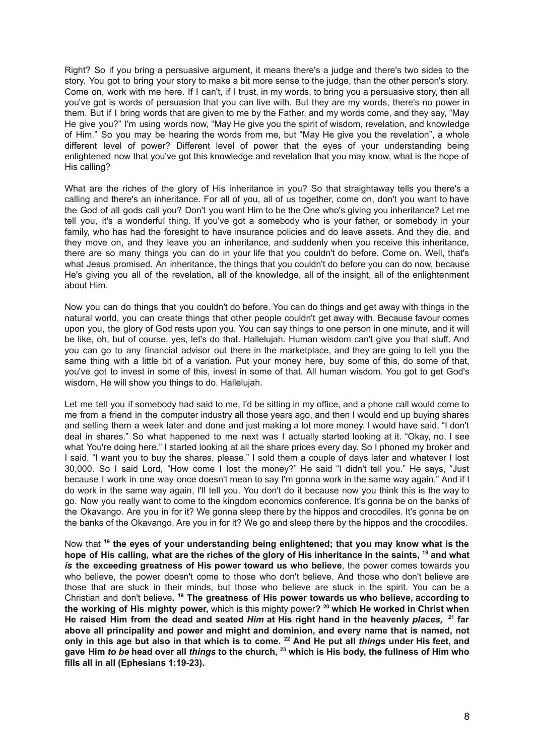Right? So if you bring a persuasive argument, it means there's a judge and there's two sides to the story. You got to bring your story to make a bit more sense to the judge, than the other person's story. Come on, work with me here. If I can't, if I trust, in my words, to bring you a persuasive story, then all you've got is words of persuasion that you can live with. But they are my words, there's no power in them. But if I bring words that are given to me by the Father, and my words come, and they say, "May He give you?" I'm using words now, "May He give you the spirit of wisdom, revelation, and knowledge of Him." So you may be hearing the words from me, but "May He give you the revelation", a whole different level of power? Different level of power that the eyes of your understanding being enlightened now that you've got this knowledge and revelation that you may know, what is the hope of His calling?

What are the riches of the glory of His inheritance in you? So that straightaway tells you there's a calling and there's an inheritance. For all of you, all of us together, come on, don't you want to have the God of all gods call you? Don't you want Him to be the One who's giving you inheritance? Let me tell you, it's a wonderful thing. If you've got a somebody who is your father, or somebody in your family, who has had the foresight to have insurance policies and do leave assets. And they die, and they move on, and they leave you an inheritance, and suddenly when you receive this inheritance, there are so many things you can do in your life that you couldn't do before. Come on. Well, that's what Jesus promised. An inheritance, the things that you couldn't do before you can do now, because He's giving you all of the revelation, all of the knowledge, all of the insight, all of the enlightenment about Him.

Now you can do things that you couldn't do before. You can do things and get away with things in the natural world, you can create things that other people couldn't get away with. Because favour comes upon you, the glory of God rests upon you. You can say things to one person in one minute, and it will be like, oh, but of course, yes, let's do that. Hallelujah. Human wisdom can't give you that stuff. And you can go to any financial advisor out there in the marketplace, and they are going to tell you the same thing with a little bit of a variation. Put your money here, buy some of this, do some of that, you've got to invest in some of this, invest in some of that. All human wisdom. You got to get God's wisdom, He will show you things to do. Hallelujah.

Let me tell you if somebody had said to me, I'd be sitting in my office, and a phone call would come to me from a friend in the computer industry all those years ago, and then I would end up buying shares and selling them a week later and done and just making a lot more money. I would have said, "I don't deal in shares." So what happened to me next was I actually started looking at it. "Okay, no, I see what You're doing here." I started looking at all the share prices every day. So I phoned my broker and I said, "I want you to buy the shares, please." I sold them a couple of days later and whatever I lost 30,000. So I said Lord, "How come I lost the money?" He said "I didn't tell you." He says, "Just because I work in one way once doesn't mean to say I'm gonna work in the same way again." And if I do work in the same way again, I'll tell you. You don't do it because now you think this is the way to go. Now you really want to come to the kingdom economics conference. It's gonna be on the banks of the Okavango. Are you in for it? We gonna sleep there by the hippos and crocodiles. It's gonna be on the banks of the Okavango. Are you in for it? We go and sleep there by the hippos and the crocodiles.

Now that [19] **the eyes of your understanding being enlightened; that you may know what is the hope of His calling, what are the riches of the glory of His inheritance in the saints, [19] and what *is* the exceeding greatness of His power toward us who believe**, the power comes towards you who believe, the power doesn't come to those who don't believe. And those who don't believe are those that are stuck in their minds, but those who believe are stuck in the spirit. You can be a Christian and don't believe**. [19] The greatness of His power towards us who believe, according to the working of His mighty power,** which is this mighty power**? [20] which He worked in Christ when He raised Him from the dead and seated *Him* at His right hand in the heavenly *places,* [21] far above all principality and power and might and dominion, and every name that is named, not only in this age but also in that which is to come. [22] And He put all *things* under His feet, and gave Him *to be* head over all *things* to the church, [23] which is His body, the fullness of Him who fills all in all (Ephesians 1:19-23).**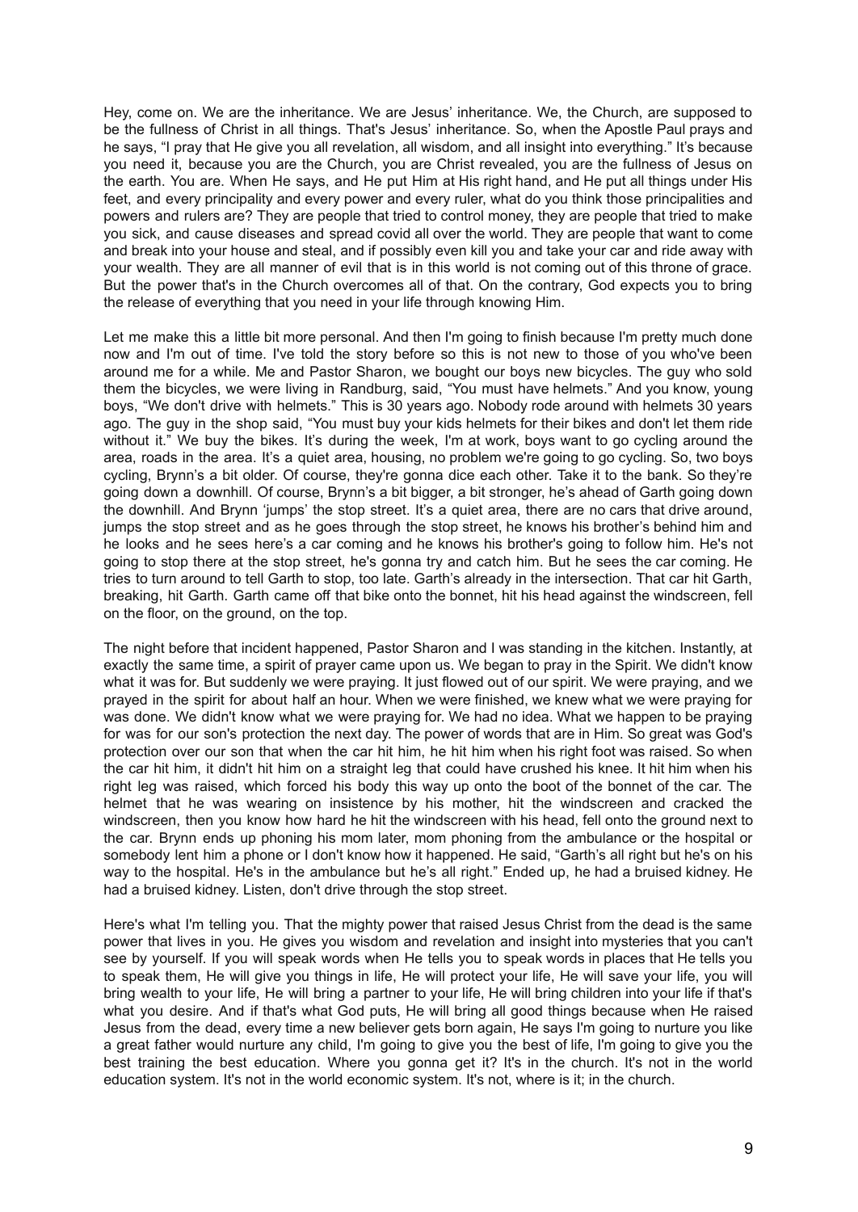Hey, come on. We are the inheritance. We are Jesus' inheritance. We, the Church, are supposed to be the fullness of Christ in all things. That's Jesus' inheritance. So, when the Apostle Paul prays and he says, "I pray that He give you all revelation, all wisdom, and all insight into everything." It's because you need it, because you are the Church, you are Christ revealed, you are the fullness of Jesus on the earth. You are. When He says, and He put Him at His right hand, and He put all things under His feet, and every principality and every power and every ruler, what do you think those principalities and powers and rulers are? They are people that tried to control money, they are people that tried to make you sick, and cause diseases and spread covid all over the world. They are people that want to come and break into your house and steal, and if possibly even kill you and take your car and ride away with your wealth. They are all manner of evil that is in this world is not coming out of this throne of grace. But the power that's in the Church overcomes all of that. On the contrary, God expects you to bring the release of everything that you need in your life through knowing Him.

Let me make this a little bit more personal. And then I'm going to finish because I'm pretty much done now and I'm out of time. I've told the story before so this is not new to those of you who've been around me for a while. Me and Pastor Sharon, we bought our boys new bicycles. The guy who sold them the bicycles, we were living in Randburg, said, "You must have helmets." And you know, young boys, "We don't drive with helmets." This is 30 years ago. Nobody rode around with helmets 30 years ago. The guy in the shop said, "You must buy your kids helmets for their bikes and don't let them ride without it." We buy the bikes. It's during the week, I'm at work, boys want to go cycling around the area, roads in the area. It's a quiet area, housing, no problem we're going to go cycling. So, two boys cycling, Brynn's a bit older. Of course, they're gonna dice each other. Take it to the bank. So they're going down a downhill. Of course, Brynn's a bit bigger, a bit stronger, he's ahead of Garth going down the downhill. And Brynn 'jumps' the stop street. It's a quiet area, there are no cars that drive around, jumps the stop street and as he goes through the stop street, he knows his brother's behind him and he looks and he sees here's a car coming and he knows his brother's going to follow him. He's not going to stop there at the stop street, he's gonna try and catch him. But he sees the car coming. He tries to turn around to tell Garth to stop, too late. Garth's already in the intersection. That car hit Garth, breaking, hit Garth. Garth came off that bike onto the bonnet, hit his head against the windscreen, fell on the floor, on the ground, on the top.

The night before that incident happened, Pastor Sharon and I was standing in the kitchen. Instantly, at exactly the same time, a spirit of prayer came upon us. We began to pray in the Spirit. We didn't know what it was for. But suddenly we were praying. It just flowed out of our spirit. We were praying, and we prayed in the spirit for about half an hour. When we were finished, we knew what we were praying for was done. We didn't know what we were praying for. We had no idea. What we happen to be praying for was for our son's protection the next day. The power of words that are in Him. So great was God's protection over our son that when the car hit him, he hit him when his right foot was raised. So when the car hit him, it didn't hit him on a straight leg that could have crushed his knee. It hit him when his right leg was raised, which forced his body this way up onto the boot of the bonnet of the car. The helmet that he was wearing on insistence by his mother, hit the windscreen and cracked the windscreen, then you know how hard he hit the windscreen with his head, fell onto the ground next to the car. Brynn ends up phoning his mom later, mom phoning from the ambulance or the hospital or somebody lent him a phone or I don't know how it happened. He said, "Garth's all right but he's on his way to the hospital. He's in the ambulance but he's all right." Ended up, he had a bruised kidney. He had a bruised kidney. Listen, don't drive through the stop street.

Here's what I'm telling you. That the mighty power that raised Jesus Christ from the dead is the same power that lives in you. He gives you wisdom and revelation and insight into mysteries that you can't see by yourself. If you will speak words when He tells you to speak words in places that He tells you to speak them, He will give you things in life, He will protect your life, He will save your life, you will bring wealth to your life, He will bring a partner to your life, He will bring children into your life if that's what you desire. And if that's what God puts, He will bring all good things because when He raised Jesus from the dead, every time a new believer gets born again, He says I'm going to nurture you like a great father would nurture any child, I'm going to give you the best of life, I'm going to give you the best training the best education. Where you gonna get it? It's in the church. It's not in the world education system. It's not in the world economic system. It's not, where is it; in the church.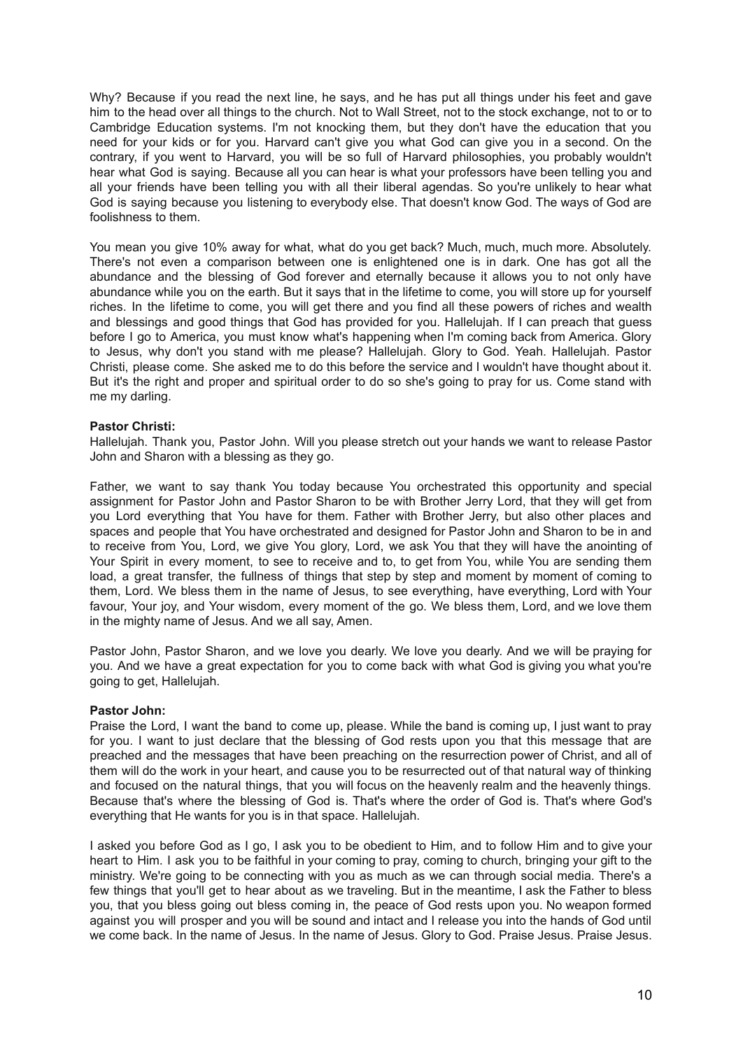Why? Because if you read the next line, he says, and he has put all things under his feet and gave him to the head over all things to the church. Not to Wall Street, not to the stock exchange, not to or to Cambridge Education systems. I'm not knocking them, but they don't have the education that you need for your kids or for you. Harvard can't give you what God can give you in a second. On the contrary, if you went to Harvard, you will be so full of Harvard philosophies, you probably wouldn't hear what God is saying. Because all you can hear is what your professors have been telling you and all your friends have been telling you with all their liberal agendas. So you're unlikely to hear what God is saying because you listening to everybody else. That doesn't know God. The ways of God are foolishness to them.

You mean you give 10% away for what, what do you get back? Much, much, much more. Absolutely. There's not even a comparison between one is enlightened one is in dark. One has got all the abundance and the blessing of God forever and eternally because it allows you to not only have abundance while you on the earth. But it says that in the lifetime to come, you will store up for yourself riches. In the lifetime to come, you will get there and you find all these powers of riches and wealth and blessings and good things that God has provided for you. Hallelujah. If I can preach that guess before I go to America, you must know what's happening when I'm coming back from America. Glory to Jesus, why don't you stand with me please? Hallelujah. Glory to God. Yeah. Hallelujah. Pastor Christi, please come. She asked me to do this before the service and I wouldn't have thought about it. But it's the right and proper and spiritual order to do so she's going to pray for us. Come stand with me my darling.

**Pastor Christi:**
Hallelujah. Thank you, Pastor John. Will you please stretch out your hands we want to release Pastor John and Sharon with a blessing as they go.

Father, we want to say thank You today because You orchestrated this opportunity and special assignment for Pastor John and Pastor Sharon to be with Brother Jerry Lord, that they will get from you Lord everything that You have for them. Father with Brother Jerry, but also other places and spaces and people that You have orchestrated and designed for Pastor John and Sharon to be in and to receive from You, Lord, we give You glory, Lord, we ask You that they will have the anointing of Your Spirit in every moment, to see to receive and to, to get from You, while You are sending them load, a great transfer, the fullness of things that step by step and moment by moment of coming to them, Lord. We bless them in the name of Jesus, to see everything, have everything, Lord with Your favour, Your joy, and Your wisdom, every moment of the go. We bless them, Lord, and we love them in the mighty name of Jesus. And we all say, Amen.

Pastor John, Pastor Sharon, and we love you dearly. We love you dearly. And we will be praying for you. And we have a great expectation for you to come back with what God is giving you what you're going to get, Hallelujah.

**Pastor John:**
Praise the Lord, I want the band to come up, please. While the band is coming up, I just want to pray for you. I want to just declare that the blessing of God rests upon you that this message that are preached and the messages that have been preaching on the resurrection power of Christ, and all of them will do the work in your heart, and cause you to be resurrected out of that natural way of thinking and focused on the natural things, that you will focus on the heavenly realm and the heavenly things. Because that's where the blessing of God is. That's where the order of God is. That's where God's everything that He wants for you is in that space. Hallelujah.

I asked you before God as I go, I ask you to be obedient to Him, and to follow Him and to give your heart to Him. I ask you to be faithful in your coming to pray, coming to church, bringing your gift to the ministry. We're going to be connecting with you as much as we can through social media. There's a few things that you'll get to hear about as we traveling. But in the meantime, I ask the Father to bless you, that you bless going out bless coming in, the peace of God rests upon you. No weapon formed against you will prosper and you will be sound and intact and I release you into the hands of God until we come back. In the name of Jesus. In the name of Jesus. Glory to God. Praise Jesus. Praise Jesus.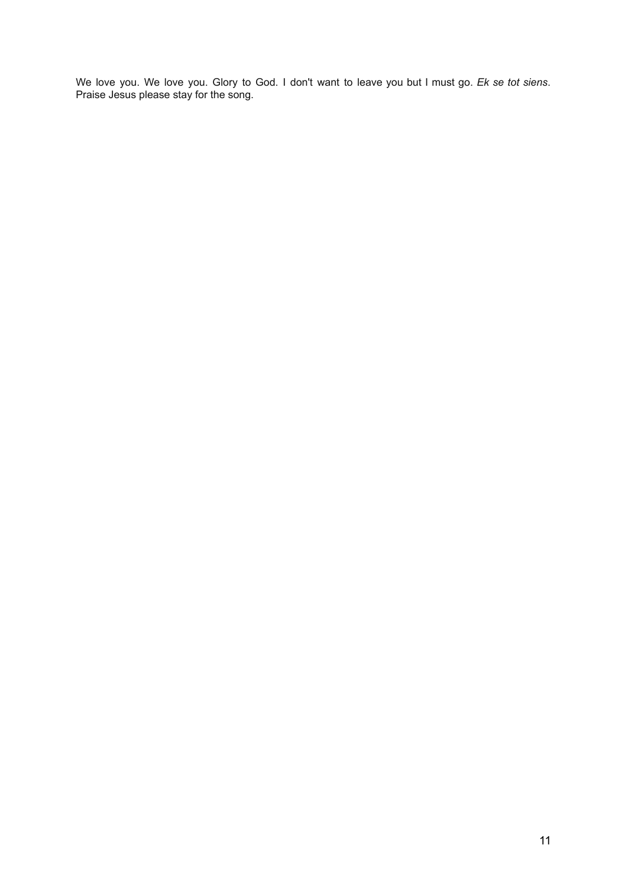We love you. We love you. Glory to God. I don't want to leave you but I must go. *Ek se tot siens*. Praise Jesus please stay for the song.